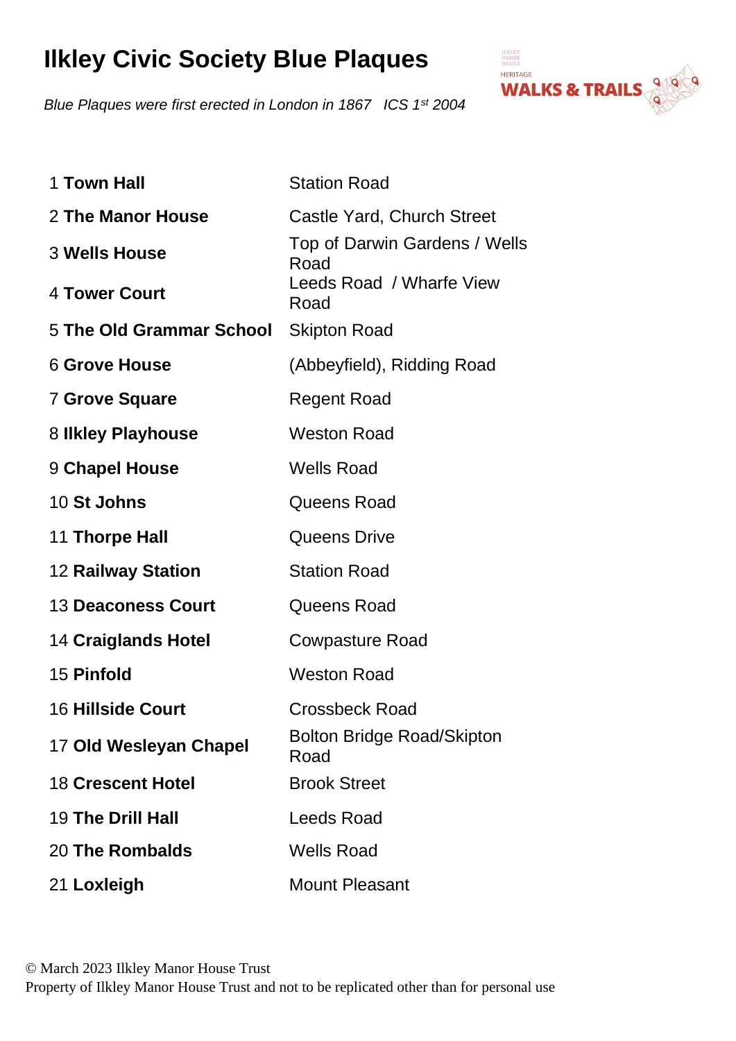# Ilkley Civic Society Blue Plaques

*Blue Plaques were first erected in London in 1867   ICS 1st 2004*

HERITAGE
WALKS & TRAILS

| | |
|---|---|
| 1 **Town Hall** | Station Road |
| 2 **The Manor House** | Castle Yard, Church Street |
| 3 **Wells House** | Top of Darwin Gardens / Wells Road |
| 4 **Tower Court** | Leeds Road / Wharfe View Road |
| 5 **The Old Grammar School** | Skipton Road |
| 6 **Grove House** | (Abbeyfield), Ridding Road |
| 7 **Grove Square** | Regent Road |
| 8 **Ilkley Playhouse** | Weston Road |
| 9 **Chapel House** | Wells Road |
| 10 **St Johns** | Queens Road |
| 11 **Thorpe Hall** | Queens Drive |
| 12 **Railway Station** | Station Road |
| 13 **Deaconess Court** | Queens Road |
| 14 **Craiglands Hotel** | Cowpasture Road |
| 15 **Pinfold** | Weston Road |
| 16 **Hillside Court** | Crossbeck Road |
| 17 **Old Wesleyan Chapel** | Bolton Bridge Road/Skipton Road |
| 18 **Crescent Hotel** | Brook Street |
| 19 **The Drill Hall** | Leeds Road |
| 20 **The Rombalds** | Wells Road |
| 21 **Loxleigh** | Mount Pleasant |

© March 2023 Ilkley Manor House Trust
Property of Ilkley Manor House Trust and not to be replicated other than for personal use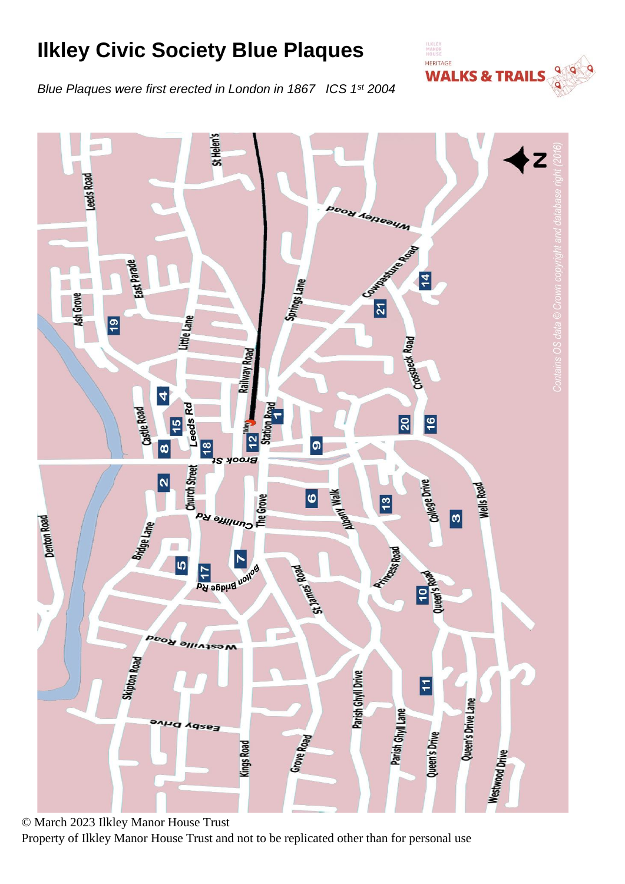# Ilkley Civic Society Blue Plaques

*Blue Plaques were first erected in London in 1867   ICS 1st 2004*

ILKLEY MANOR HOUSE HERITAGE **WALKS & TRAILS**

N

Contains OS data © Crown copyright and database right (2016)

Leeds Road
St Helen's
Wheatley Road
East Parade
Cowpasture Road
14
Ash Grove
Springs Lane
21
19
Little Lane
Crossbeck Road
Railway Road
4
Castle Road
Station Road
1
15
Leeds Rd
20
16
8
18
12
9
Brook St
2
Church Street
6
Albany Walk
13
College Drive
3
Wells Road
Cunliffe Rd
The Grove
Denton Road
Bridge Lane
7
Princess Road
5
17
Bolton Bridge Rd
St James Road
10
Queen's Road
Westville Road
Skipton Road
11
Parish Ghyll Drive
Easby Drive
Kings Road
Grove Road
Parish Ghyll Lane
Queen's Drive
Queen's Drive Lane
Westwood Drive

© March 2023 Ilkley Manor House Trust
Property of Ilkley Manor House Trust and not to be replicated other than for personal use